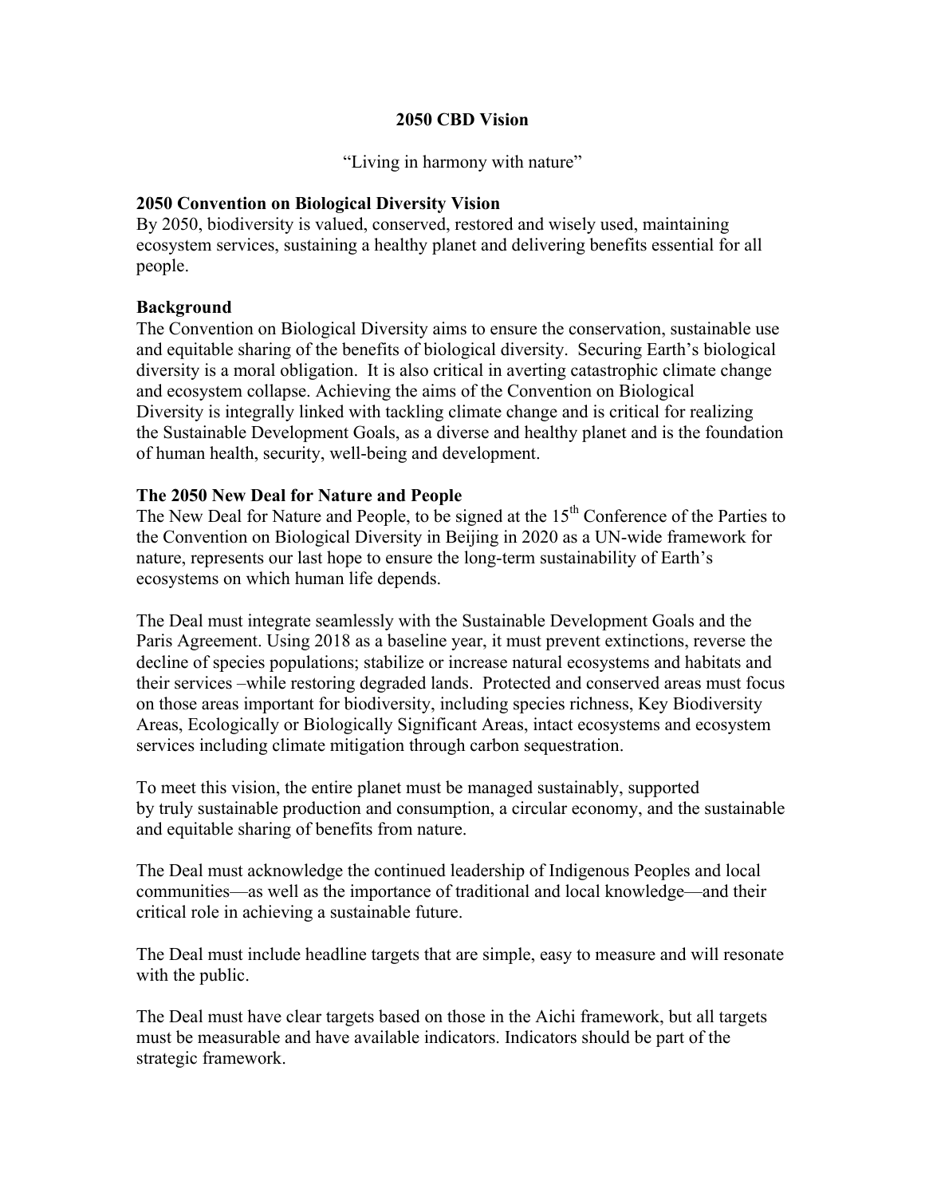# 2050 CBD Vision

"Living in harmony with nature"

**2050 Convention on Biological Diversity Vision**

By 2050, biodiversity is valued, conserved, restored and wisely used, maintaining ecosystem services, sustaining a healthy planet and delivering benefits essential for all people.

**Background**

The Convention on Biological Diversity aims to ensure the conservation, sustainable use and equitable sharing of the benefits of biological diversity. Securing Earth's biological diversity is a moral obligation. It is also critical in averting catastrophic climate change and ecosystem collapse. Achieving the aims of the Convention on Biological Diversity is integrally linked with tackling climate change and is critical for realizing the Sustainable Development Goals, as a diverse and healthy planet and is the foundation of human health, security, well-being and development.

**The 2050 New Deal for Nature and People**

The New Deal for Nature and People, to be signed at the 15th Conference of the Parties to the Convention on Biological Diversity in Beijing in 2020 as a UN-wide framework for nature, represents our last hope to ensure the long-term sustainability of Earth's ecosystems on which human life depends.

The Deal must integrate seamlessly with the Sustainable Development Goals and the Paris Agreement. Using 2018 as a baseline year, it must prevent extinctions, reverse the decline of species populations; stabilize or increase natural ecosystems and habitats and their services –while restoring degraded lands. Protected and conserved areas must focus on those areas important for biodiversity, including species richness, Key Biodiversity Areas, Ecologically or Biologically Significant Areas, intact ecosystems and ecosystem services including climate mitigation through carbon sequestration.

To meet this vision, the entire planet must be managed sustainably, supported by truly sustainable production and consumption, a circular economy, and the sustainable and equitable sharing of benefits from nature.

The Deal must acknowledge the continued leadership of Indigenous Peoples and local communities—as well as the importance of traditional and local knowledge—and their critical role in achieving a sustainable future.

The Deal must include headline targets that are simple, easy to measure and will resonate with the public.

The Deal must have clear targets based on those in the Aichi framework, but all targets must be measurable and have available indicators. Indicators should be part of the strategic framework.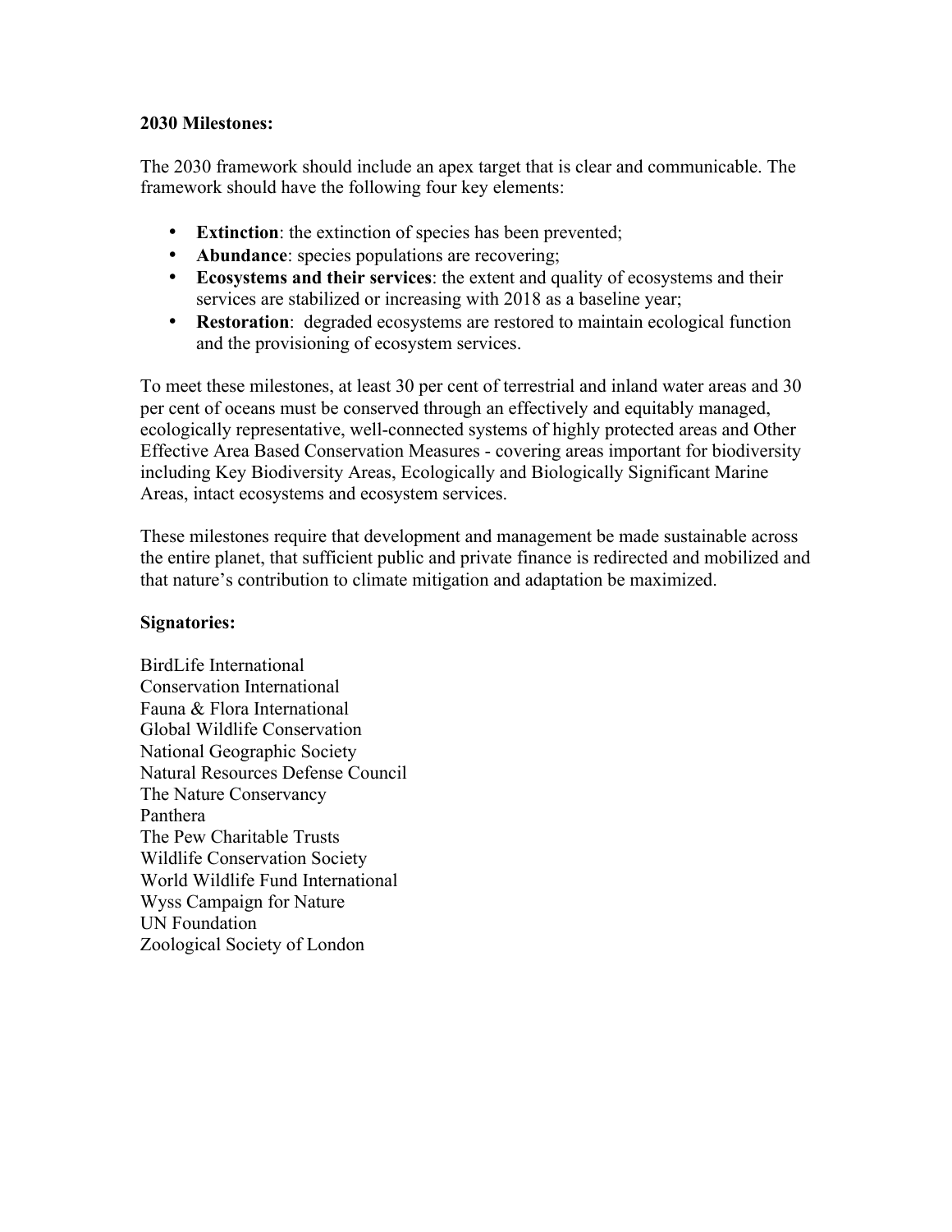**2030 Milestones:**

The 2030 framework should include an apex target that is clear and communicable. The framework should have the following four key elements:

- **Extinction**: the extinction of species has been prevented;
- **Abundance**: species populations are recovering;
- **Ecosystems and their services**: the extent and quality of ecosystems and their services are stabilized or increasing with 2018 as a baseline year;
- **Restoration**: degraded ecosystems are restored to maintain ecological function and the provisioning of ecosystem services.

To meet these milestones, at least 30 per cent of terrestrial and inland water areas and 30 per cent of oceans must be conserved through an effectively and equitably managed, ecologically representative, well-connected systems of highly protected areas and Other Effective Area Based Conservation Measures - covering areas important for biodiversity including Key Biodiversity Areas, Ecologically and Biologically Significant Marine Areas, intact ecosystems and ecosystem services.

These milestones require that development and management be made sustainable across the entire planet, that sufficient public and private finance is redirected and mobilized and that nature's contribution to climate mitigation and adaptation be maximized.

**Signatories:**

BirdLife International
Conservation International
Fauna & Flora International
Global Wildlife Conservation
National Geographic Society
Natural Resources Defense Council
The Nature Conservancy
Panthera
The Pew Charitable Trusts
Wildlife Conservation Society
World Wildlife Fund International
Wyss Campaign for Nature
UN Foundation
Zoological Society of London